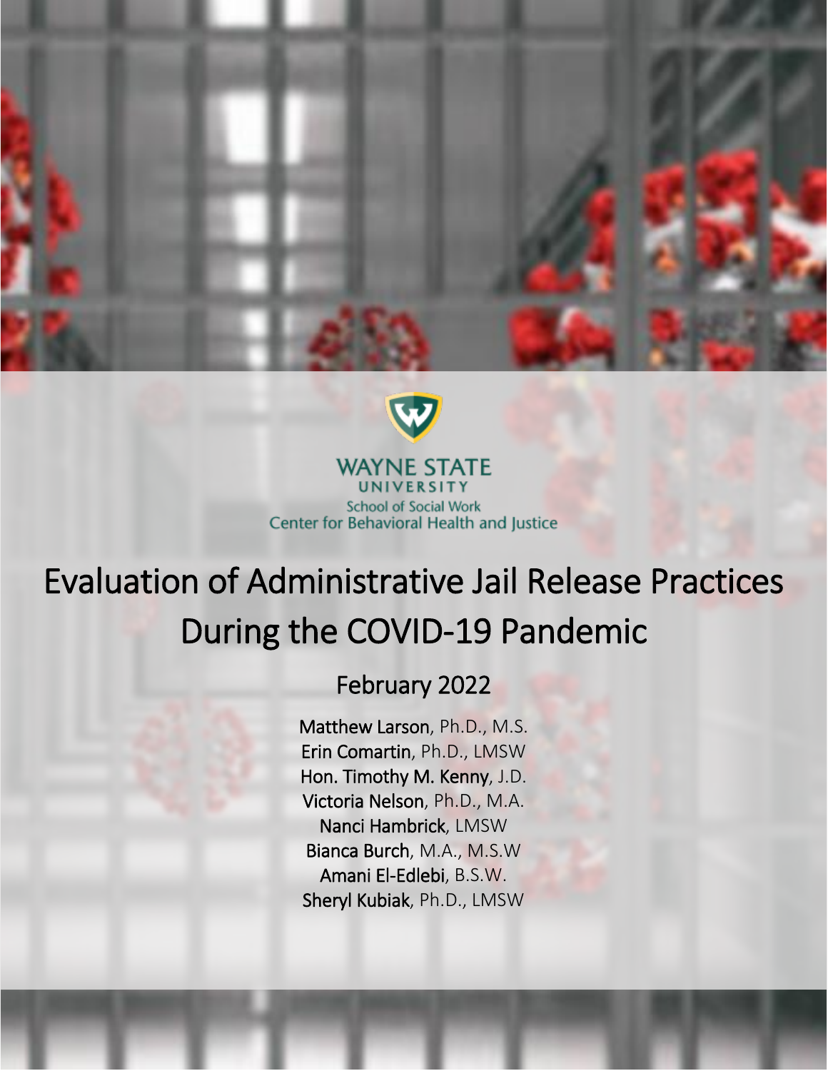WAYNE STATE UNIVERSITY
School of Social Work
Center for Behavioral Health and Justice

# Evaluation of Administrative Jail Release Practices During the COVID-19 Pandemic

## February 2022

**Matthew Larson**, Ph.D., M.S.
**Erin Comartin**, Ph.D., LMSW
**Hon. Timothy M. Kenny**, J.D.
**Victoria Nelson**, Ph.D., M.A.
**Nanci Hambrick**, LMSW
**Bianca Burch**, M.A., M.S.W
**Amani El-Edlebi**, B.S.W.
**Sheryl Kubiak**, Ph.D., LMSW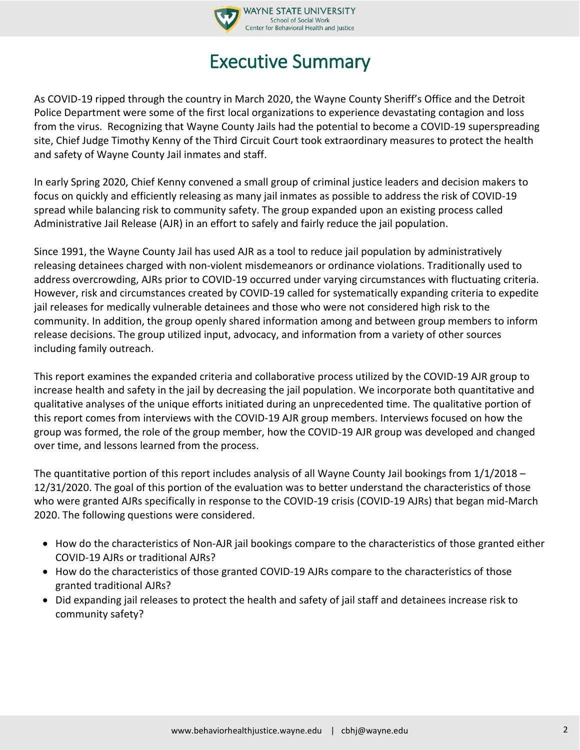# Executive Summary

As COVID-19 ripped through the country in March 2020, the Wayne County Sheriff's Office and the Detroit Police Department were some of the first local organizations to experience devastating contagion and loss from the virus. Recognizing that Wayne County Jails had the potential to become a COVID-19 superspreading site, Chief Judge Timothy Kenny of the Third Circuit Court took extraordinary measures to protect the health and safety of Wayne County Jail inmates and staff.

In early Spring 2020, Chief Kenny convened a small group of criminal justice leaders and decision makers to focus on quickly and efficiently releasing as many jail inmates as possible to address the risk of COVID-19 spread while balancing risk to community safety. The group expanded upon an existing process called Administrative Jail Release (AJR) in an effort to safely and fairly reduce the jail population.

Since 1991, the Wayne County Jail has used AJR as a tool to reduce jail population by administratively releasing detainees charged with non-violent misdemeanors or ordinance violations. Traditionally used to address overcrowding, AJRs prior to COVID-19 occurred under varying circumstances with fluctuating criteria. However, risk and circumstances created by COVID-19 called for systematically expanding criteria to expedite jail releases for medically vulnerable detainees and those who were not considered high risk to the community. In addition, the group openly shared information among and between group members to inform release decisions. The group utilized input, advocacy, and information from a variety of other sources including family outreach.

This report examines the expanded criteria and collaborative process utilized by the COVID-19 AJR group to increase health and safety in the jail by decreasing the jail population. We incorporate both quantitative and qualitative analyses of the unique efforts initiated during an unprecedented time. The qualitative portion of this report comes from interviews with the COVID-19 AJR group members. Interviews focused on how the group was formed, the role of the group member, how the COVID-19 AJR group was developed and changed over time, and lessons learned from the process.

The quantitative portion of this report includes analysis of all Wayne County Jail bookings from 1/1/2018 – 12/31/2020. The goal of this portion of the evaluation was to better understand the characteristics of those who were granted AJRs specifically in response to the COVID-19 crisis (COVID-19 AJRs) that began mid-March 2020. The following questions were considered.

- How do the characteristics of Non-AJR jail bookings compare to the characteristics of those granted either COVID-19 AJRs or traditional AJRs?
- How do the characteristics of those granted COVID-19 AJRs compare to the characteristics of those granted traditional AJRs?
- Did expanding jail releases to protect the health and safety of jail staff and detainees increase risk to community safety?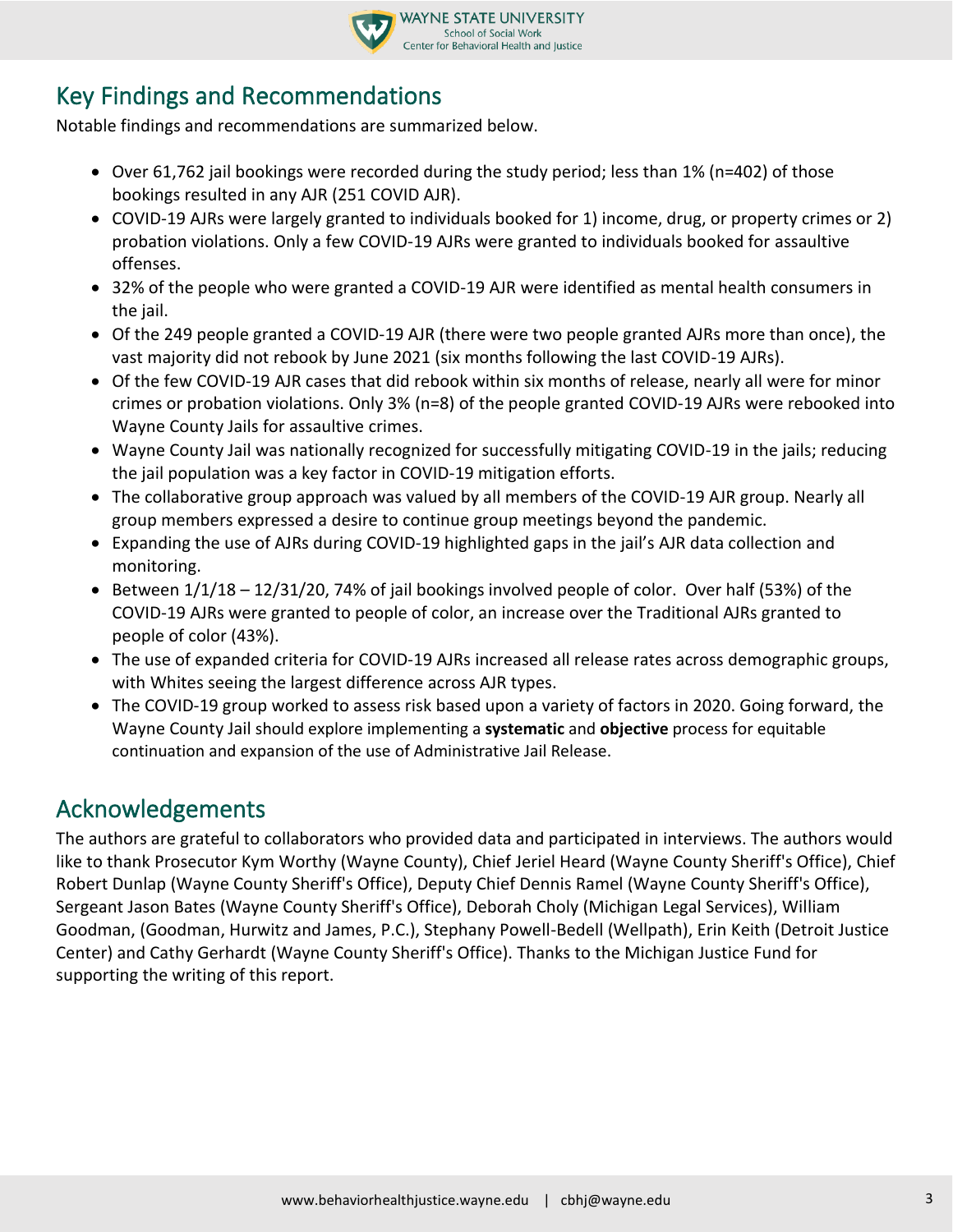## Key Findings and Recommendations

Notable findings and recommendations are summarized below.

- Over 61,762 jail bookings were recorded during the study period; less than 1% (n=402) of those bookings resulted in any AJR (251 COVID AJR).
- COVID-19 AJRs were largely granted to individuals booked for 1) income, drug, or property crimes or 2) probation violations. Only a few COVID-19 AJRs were granted to individuals booked for assaultive offenses.
- 32% of the people who were granted a COVID-19 AJR were identified as mental health consumers in the jail.
- Of the 249 people granted a COVID-19 AJR (there were two people granted AJRs more than once), the vast majority did not rebook by June 2021 (six months following the last COVID-19 AJRs).
- Of the few COVID-19 AJR cases that did rebook within six months of release, nearly all were for minor crimes or probation violations. Only 3% (n=8) of the people granted COVID-19 AJRs were rebooked into Wayne County Jails for assaultive crimes.
- Wayne County Jail was nationally recognized for successfully mitigating COVID-19 in the jails; reducing the jail population was a key factor in COVID-19 mitigation efforts.
- The collaborative group approach was valued by all members of the COVID-19 AJR group. Nearly all group members expressed a desire to continue group meetings beyond the pandemic.
- Expanding the use of AJRs during COVID-19 highlighted gaps in the jail's AJR data collection and monitoring.
- Between 1/1/18 – 12/31/20, 74% of jail bookings involved people of color. Over half (53%) of the COVID-19 AJRs were granted to people of color, an increase over the Traditional AJRs granted to people of color (43%).
- The use of expanded criteria for COVID-19 AJRs increased all release rates across demographic groups, with Whites seeing the largest difference across AJR types.
- The COVID-19 group worked to assess risk based upon a variety of factors in 2020. Going forward, the Wayne County Jail should explore implementing a **systematic** and **objective** process for equitable continuation and expansion of the use of Administrative Jail Release.

## Acknowledgements

The authors are grateful to collaborators who provided data and participated in interviews. The authors would like to thank Prosecutor Kym Worthy (Wayne County), Chief Jeriel Heard (Wayne County Sheriff's Office), Chief Robert Dunlap (Wayne County Sheriff's Office), Deputy Chief Dennis Ramel (Wayne County Sheriff's Office), Sergeant Jason Bates (Wayne County Sheriff's Office), Deborah Choly (Michigan Legal Services), William Goodman, (Goodman, Hurwitz and James, P.C.), Stephany Powell-Bedell (Wellpath), Erin Keith (Detroit Justice Center) and Cathy Gerhardt (Wayne County Sheriff's Office). Thanks to the Michigan Justice Fund for supporting the writing of this report.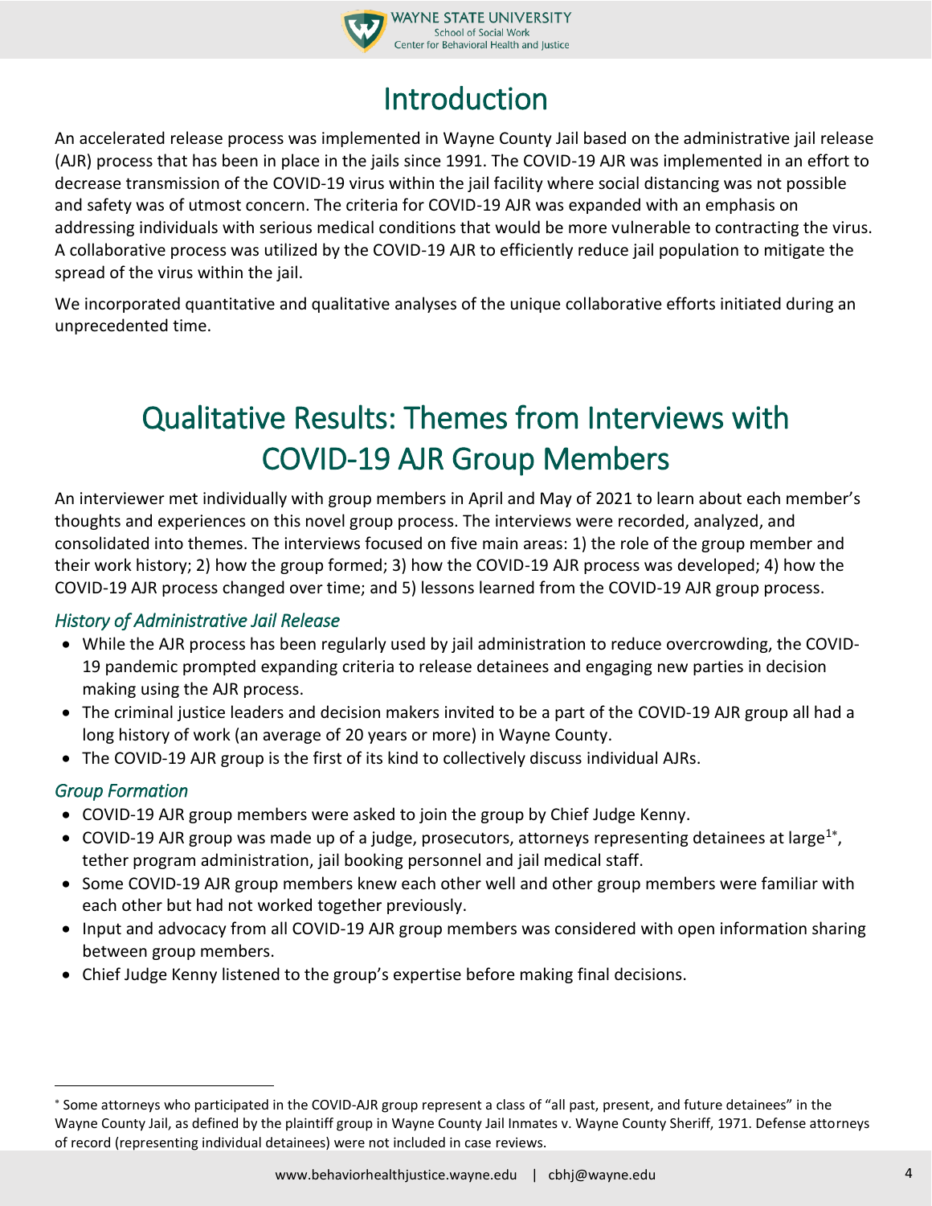# Introduction

An accelerated release process was implemented in Wayne County Jail based on the administrative jail release (AJR) process that has been in place in the jails since 1991. The COVID-19 AJR was implemented in an effort to decrease transmission of the COVID-19 virus within the jail facility where social distancing was not possible and safety was of utmost concern. The criteria for COVID-19 AJR was expanded with an emphasis on addressing individuals with serious medical conditions that would be more vulnerable to contracting the virus. A collaborative process was utilized by the COVID-19 AJR to efficiently reduce jail population to mitigate the spread of the virus within the jail.

We incorporated quantitative and qualitative analyses of the unique collaborative efforts initiated during an unprecedented time.

# Qualitative Results: Themes from Interviews with COVID-19 AJR Group Members

An interviewer met individually with group members in April and May of 2021 to learn about each member's thoughts and experiences on this novel group process. The interviews were recorded, analyzed, and consolidated into themes. The interviews focused on five main areas: 1) the role of the group member and their work history; 2) how the group formed; 3) how the COVID-19 AJR process was developed; 4) how the COVID-19 AJR process changed over time; and 5) lessons learned from the COVID-19 AJR group process.

### *History of Administrative Jail Release*

- While the AJR process has been regularly used by jail administration to reduce overcrowding, the COVID-19 pandemic prompted expanding criteria to release detainees and engaging new parties in decision making using the AJR process.
- The criminal justice leaders and decision makers invited to be a part of the COVID-19 AJR group all had a long history of work (an average of 20 years or more) in Wayne County.
- The COVID-19 AJR group is the first of its kind to collectively discuss individual AJRs.

### *Group Formation*

- COVID-19 AJR group members were asked to join the group by Chief Judge Kenny.
- COVID-19 AJR group was made up of a judge, prosecutors, attorneys representing detainees at large[1*], tether program administration, jail booking personnel and jail medical staff.
- Some COVID-19 AJR group members knew each other well and other group members were familiar with each other but had not worked together previously.
- Input and advocacy from all COVID-19 AJR group members was considered with open information sharing between group members.
- Chief Judge Kenny listened to the group's expertise before making final decisions.

---

[*] Some attorneys who participated in the COVID-AJR group represent a class of "all past, present, and future detainees" in the Wayne County Jail, as defined by the plaintiff group in Wayne County Jail Inmates v. Wayne County Sheriff, 1971. Defense attorneys of record (representing individual detainees) were not included in case reviews.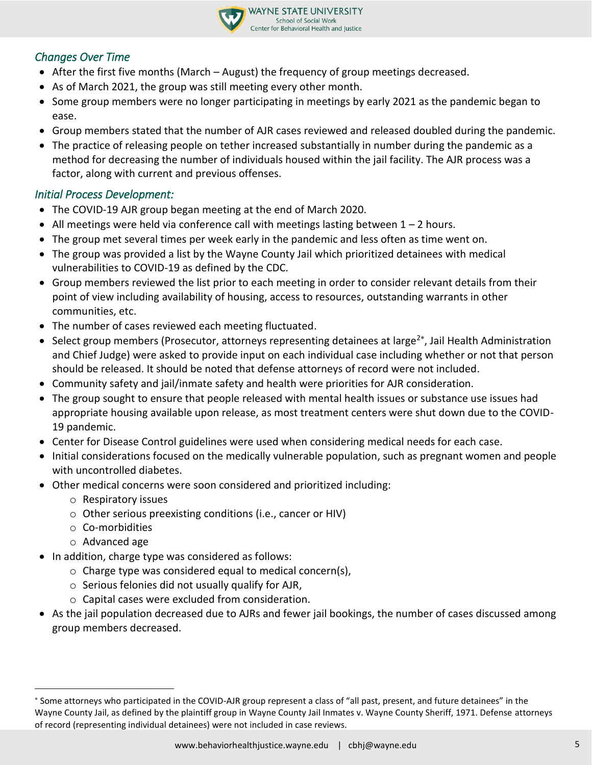### *Changes Over Time*

- After the first five months (March – August) the frequency of group meetings decreased.
- As of March 2021, the group was still meeting every other month.
- Some group members were no longer participating in meetings by early 2021 as the pandemic began to ease.
- Group members stated that the number of AJR cases reviewed and released doubled during the pandemic.
- The practice of releasing people on tether increased substantially in number during the pandemic as a method for decreasing the number of individuals housed within the jail facility. The AJR process was a factor, along with current and previous offenses.

### *Initial Process Development:*

- The COVID-19 AJR group began meeting at the end of March 2020.
- All meetings were held via conference call with meetings lasting between 1 – 2 hours.
- The group met several times per week early in the pandemic and less often as time went on.
- The group was provided a list by the Wayne County Jail which prioritized detainees with medical vulnerabilities to COVID-19 as defined by the CDC.
- Group members reviewed the list prior to each meeting in order to consider relevant details from their point of view including availability of housing, access to resources, outstanding warrants in other communities, etc.
- The number of cases reviewed each meeting fluctuated.
- Select group members (Prosecutor, attorneys representing detainees at large[2*], Jail Health Administration and Chief Judge) were asked to provide input on each individual case including whether or not that person should be released. It should be noted that defense attorneys of record were not included.
- Community safety and jail/inmate safety and health were priorities for AJR consideration.
- The group sought to ensure that people released with mental health issues or substance use issues had appropriate housing available upon release, as most treatment centers were shut down due to the COVID-19 pandemic.
- Center for Disease Control guidelines were used when considering medical needs for each case.
- Initial considerations focused on the medically vulnerable population, such as pregnant women and people with uncontrolled diabetes.
- Other medical concerns were soon considered and prioritized including:
  - Respiratory issues
  - Other serious preexisting conditions (i.e., cancer or HIV)
  - Co-morbidities
  - Advanced age
- In addition, charge type was considered as follows:
  - Charge type was considered equal to medical concern(s),
  - Serious felonies did not usually qualify for AJR,
  - Capital cases were excluded from consideration.
- As the jail population decreased due to AJRs and fewer jail bookings, the number of cases discussed among group members decreased.

---

[*] Some attorneys who participated in the COVID-AJR group represent a class of "all past, present, and future detainees" in the Wayne County Jail, as defined by the plaintiff group in Wayne County Jail Inmates v. Wayne County Sheriff, 1971. Defense attorneys of record (representing individual detainees) were not included in case reviews.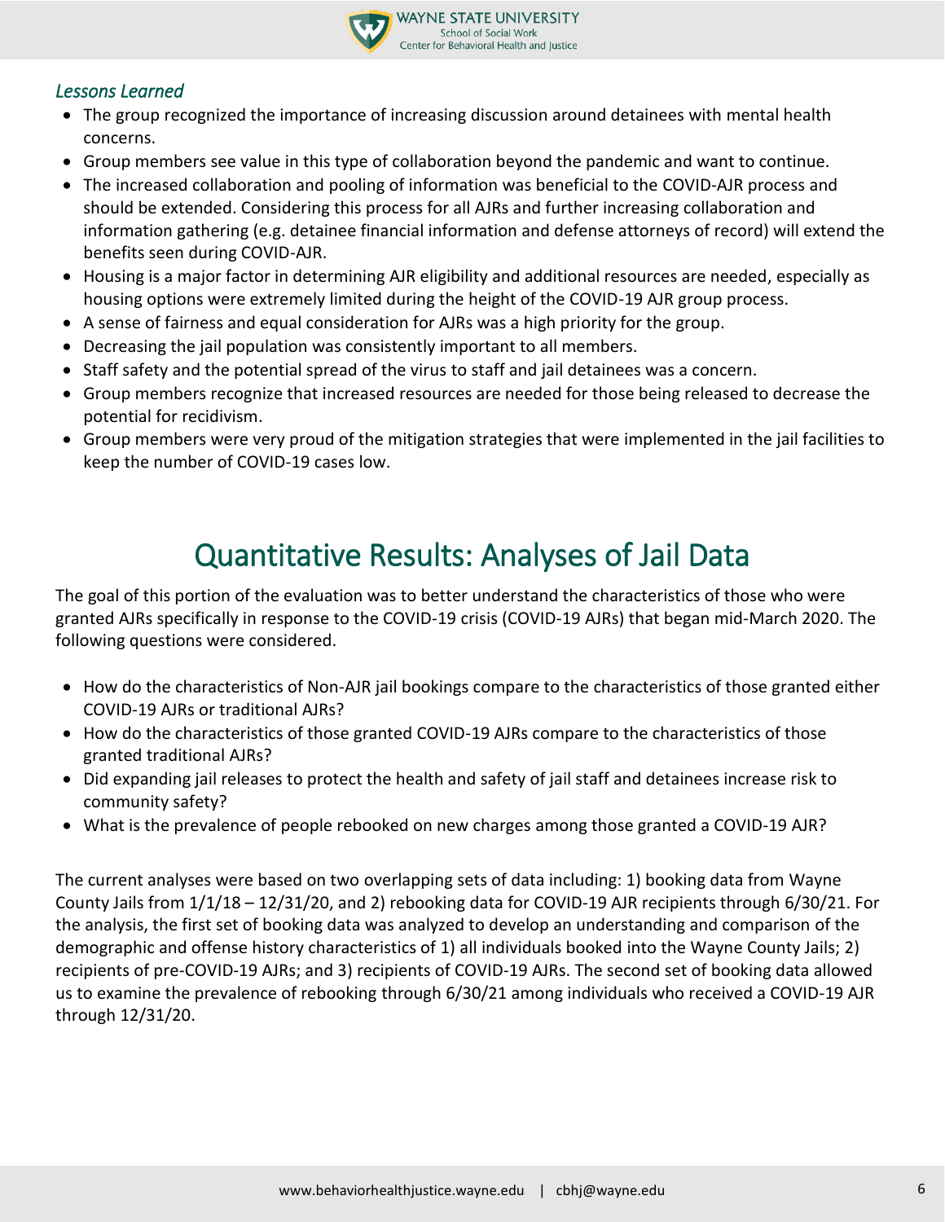### *Lessons Learned*

- The group recognized the importance of increasing discussion around detainees with mental health concerns.
- Group members see value in this type of collaboration beyond the pandemic and want to continue.
- The increased collaboration and pooling of information was beneficial to the COVID-AJR process and should be extended. Considering this process for all AJRs and further increasing collaboration and information gathering (e.g. detainee financial information and defense attorneys of record) will extend the benefits seen during COVID-AJR.
- Housing is a major factor in determining AJR eligibility and additional resources are needed, especially as housing options were extremely limited during the height of the COVID-19 AJR group process.
- A sense of fairness and equal consideration for AJRs was a high priority for the group.
- Decreasing the jail population was consistently important to all members.
- Staff safety and the potential spread of the virus to staff and jail detainees was a concern.
- Group members recognize that increased resources are needed for those being released to decrease the potential for recidivism.
- Group members were very proud of the mitigation strategies that were implemented in the jail facilities to keep the number of COVID-19 cases low.

# Quantitative Results: Analyses of Jail Data

The goal of this portion of the evaluation was to better understand the characteristics of those who were granted AJRs specifically in response to the COVID-19 crisis (COVID-19 AJRs) that began mid-March 2020. The following questions were considered.

- How do the characteristics of Non-AJR jail bookings compare to the characteristics of those granted either COVID-19 AJRs or traditional AJRs?
- How do the characteristics of those granted COVID-19 AJRs compare to the characteristics of those granted traditional AJRs?
- Did expanding jail releases to protect the health and safety of jail staff and detainees increase risk to community safety?
- What is the prevalence of people rebooked on new charges among those granted a COVID-19 AJR?

The current analyses were based on two overlapping sets of data including: 1) booking data from Wayne County Jails from 1/1/18 – 12/31/20, and 2) rebooking data for COVID-19 AJR recipients through 6/30/21. For the analysis, the first set of booking data was analyzed to develop an understanding and comparison of the demographic and offense history characteristics of 1) all individuals booked into the Wayne County Jails; 2) recipients of pre-COVID-19 AJRs; and 3) recipients of COVID-19 AJRs. The second set of booking data allowed us to examine the prevalence of rebooking through 6/30/21 among individuals who received a COVID-19 AJR through 12/31/20.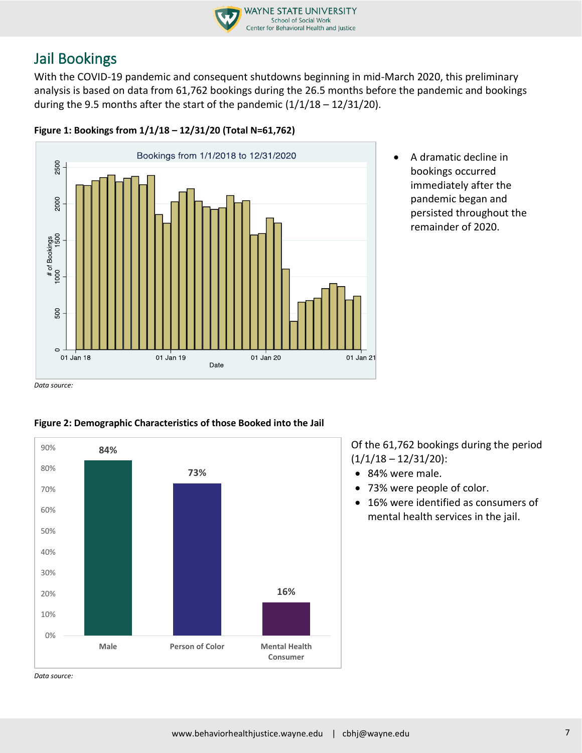## Jail Bookings

With the COVID-19 pandemic and consequent shutdowns beginning in mid-March 2020, this preliminary analysis is based on data from 61,762 bookings during the 26.5 months before the pandemic and bookings during the 9.5 months after the start of the pandemic (1/1/18 – 12/31/20).

**Figure 1: Bookings from 1/1/18 – 12/31/20 (Total N=61,762)**

Bookings from 1/1/2018 to 12/31/2020

# of Bookings

0
500
1000
1500
2000
2500

01 Jan 18
01 Jan 19
01 Jan 20
01 Jan 21

Date

*Data source:*

- A dramatic decline in bookings occurred immediately after the pandemic began and persisted throughout the remainder of 2020.

**Figure 2: Demographic Characteristics of those Booked into the Jail**

0%
10%
20%
30%
40%
50%
60%
70%
80%
90%

84%
73%
16%

Male
Person of Color
Mental Health Consumer

*Data source:*

Of the 61,762 bookings during the period (1/1/18 – 12/31/20):

- 84% were male.
- 73% were people of color.
- 16% were identified as consumers of mental health services in the jail.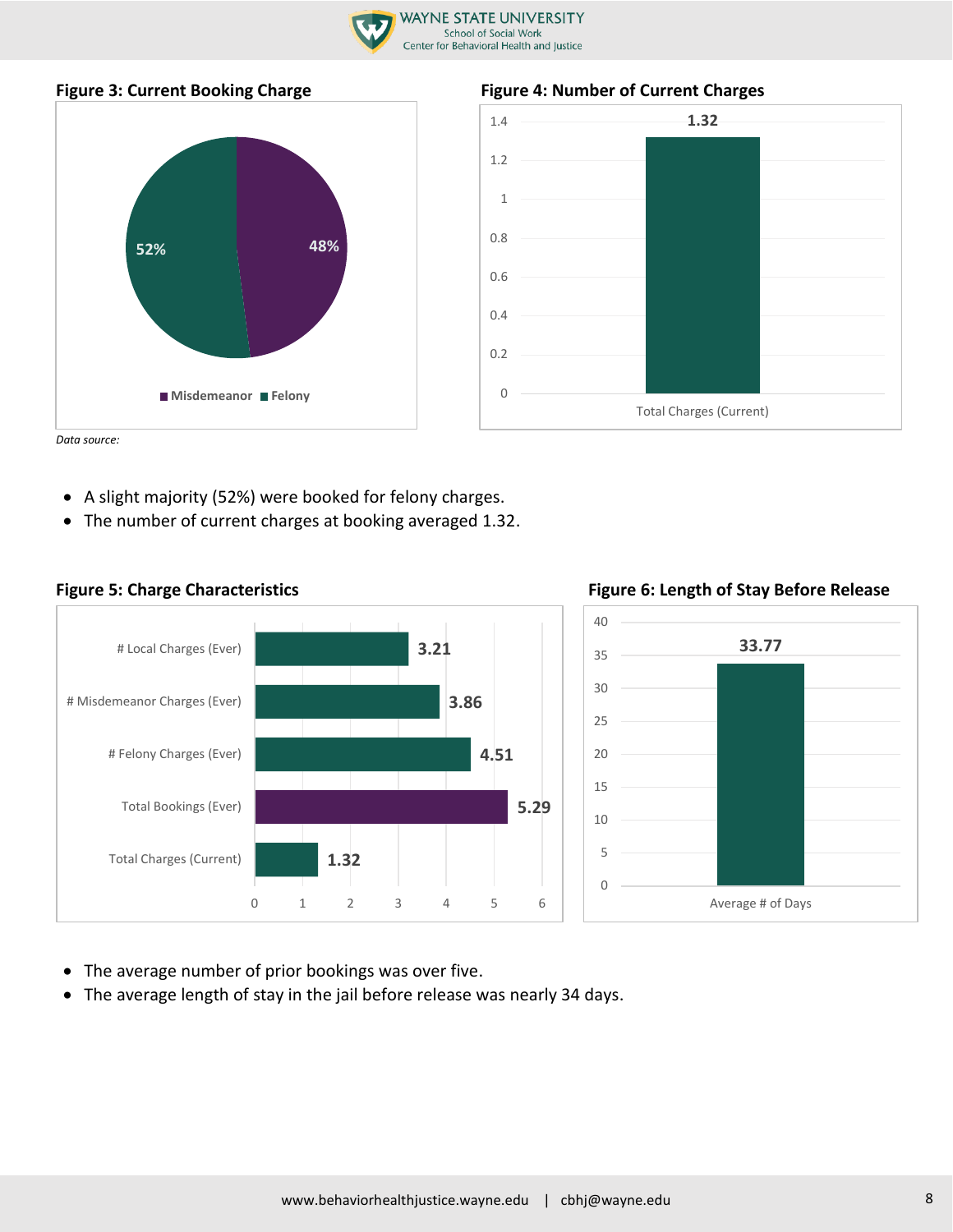**Figure 3: Current Booking Charge**

52%

48%

Misdemeanor
Felony

*Data source:*

**Figure 4: Number of Current Charges**

1.32

1.4
1.2
1
0.8
0.6
0.4
0.2
0

Total Charges (Current)

- A slight majority (52%) were booked for felony charges.
- The number of current charges at booking averaged 1.32.

**Figure 5: Charge Characteristics**

# Local Charges (Ever) 3.21
# Misdemeanor Charges (Ever) 3.86
# Felony Charges (Ever) 4.51
Total Bookings (Ever) 5.29
Total Charges (Current) 1.32

0 1 2 3 4 5 6

**Figure 6: Length of Stay Before Release**

33.77

40
35
30
25
20
15
10
5
0

Average # of Days

- The average number of prior bookings was over five.
- The average length of stay in the jail before release was nearly 34 days.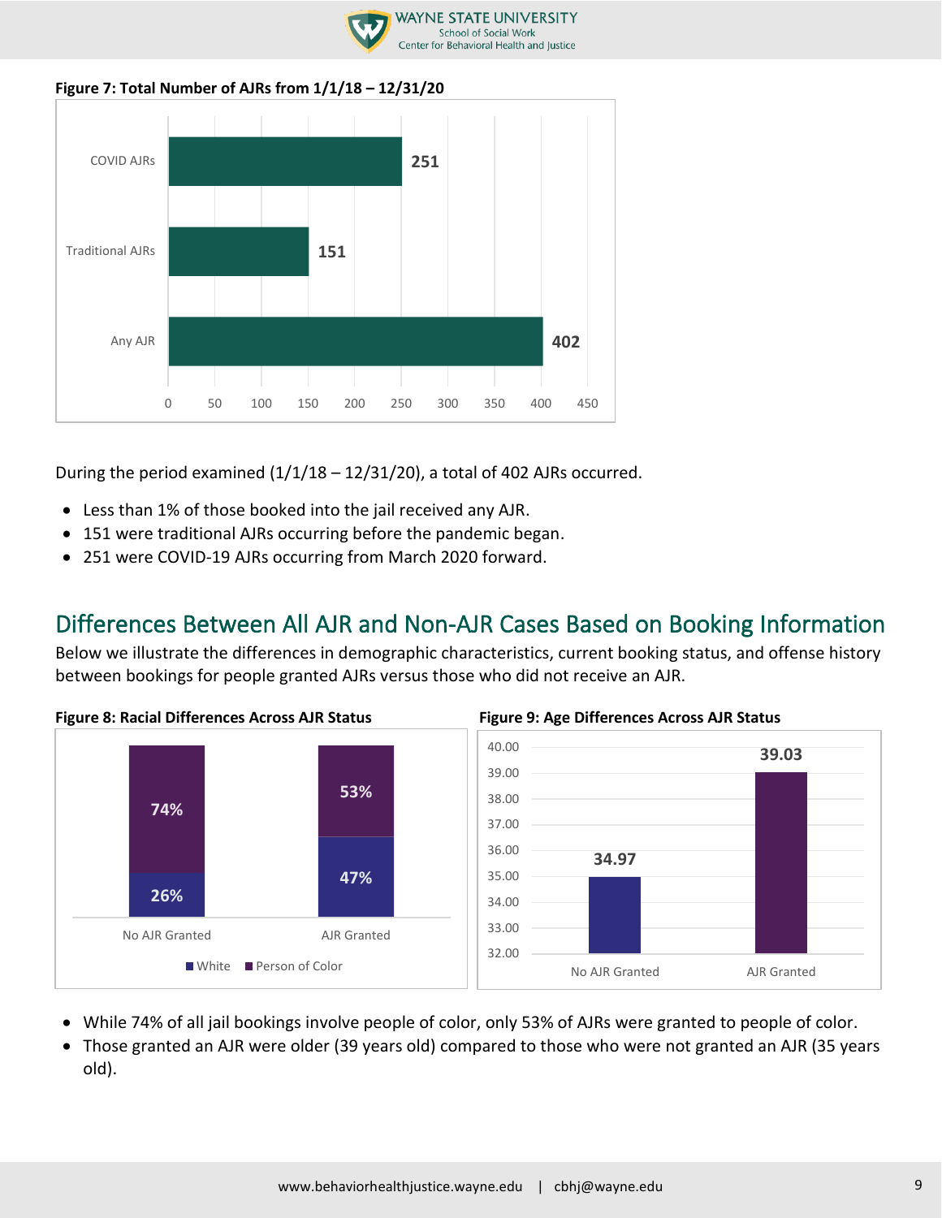**Figure 7: Total Number of AJRs from 1/1/18 – 12/31/20**

| | Number |
|---|---|
| COVID AJRs | 251 |
| Traditional AJRs | 151 |
| Any AJR | 402 |

During the period examined (1/1/18 – 12/31/20), a total of 402 AJRs occurred.

- Less than 1% of those booked into the jail received any AJR.
- 151 were traditional AJRs occurring before the pandemic began.
- 251 were COVID-19 AJRs occurring from March 2020 forward.

## Differences Between All AJR and Non-AJR Cases Based on Booking Information

Below we illustrate the differences in demographic characteristics, current booking status, and offense history between bookings for people granted AJRs versus those who did not receive an AJR.

**Figure 8: Racial Differences Across AJR Status**

| | White | Person of Color |
|---|---|---|
| No AJR Granted | 26% | 74% |
| AJR Granted | 47% | 53% |

**Figure 9: Age Differences Across AJR Status**

| | Age |
|---|---|
| No AJR Granted | 34.97 |
| AJR Granted | 39.03 |

- While 74% of all jail bookings involve people of color, only 53% of AJRs were granted to people of color.
- Those granted an AJR were older (39 years old) compared to those who were not granted an AJR (35 years old).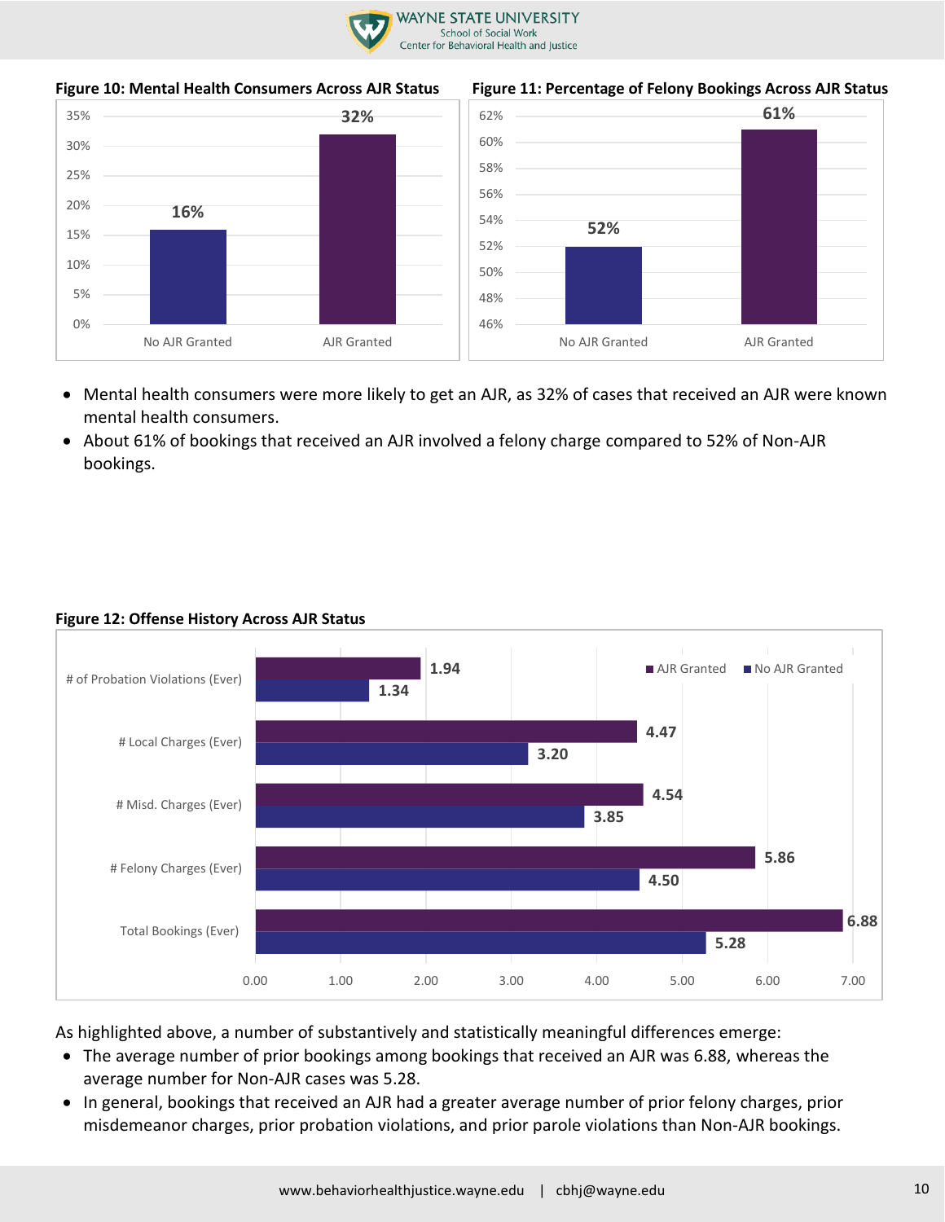**Figure 10: Mental Health Consumers Across AJR Status**

| | No AJR Granted | AJR Granted |
|---|---|---|
| Mental Health Consumers | 16% | 32% |

**Figure 11: Percentage of Felony Bookings Across AJR Status**

| | No AJR Granted | AJR Granted |
|---|---|---|
| Felony Bookings | 52% | 61% |

- Mental health consumers were more likely to get an AJR, as 32% of cases that received an AJR were known mental health consumers.
- About 61% of bookings that received an AJR involved a felony charge compared to 52% of Non-AJR bookings.

**Figure 12: Offense History Across AJR Status**

| | AJR Granted | No AJR Granted |
|---|---|---|
| # of Probation Violations (Ever) | 1.94 | 1.34 |
| # Local Charges (Ever) | 4.47 | 3.20 |
| # Misd. Charges (Ever) | 4.54 | 3.85 |
| # Felony Charges (Ever) | 5.86 | 4.50 |
| Total Bookings (Ever) | 6.88 | 5.28 |

As highlighted above, a number of substantively and statistically meaningful differences emerge:

- The average number of prior bookings among bookings that received an AJR was 6.88, whereas the average number for Non-AJR cases was 5.28.
- In general, bookings that received an AJR had a greater average number of prior felony charges, prior misdemeanor charges, prior probation violations, and prior parole violations than Non-AJR bookings.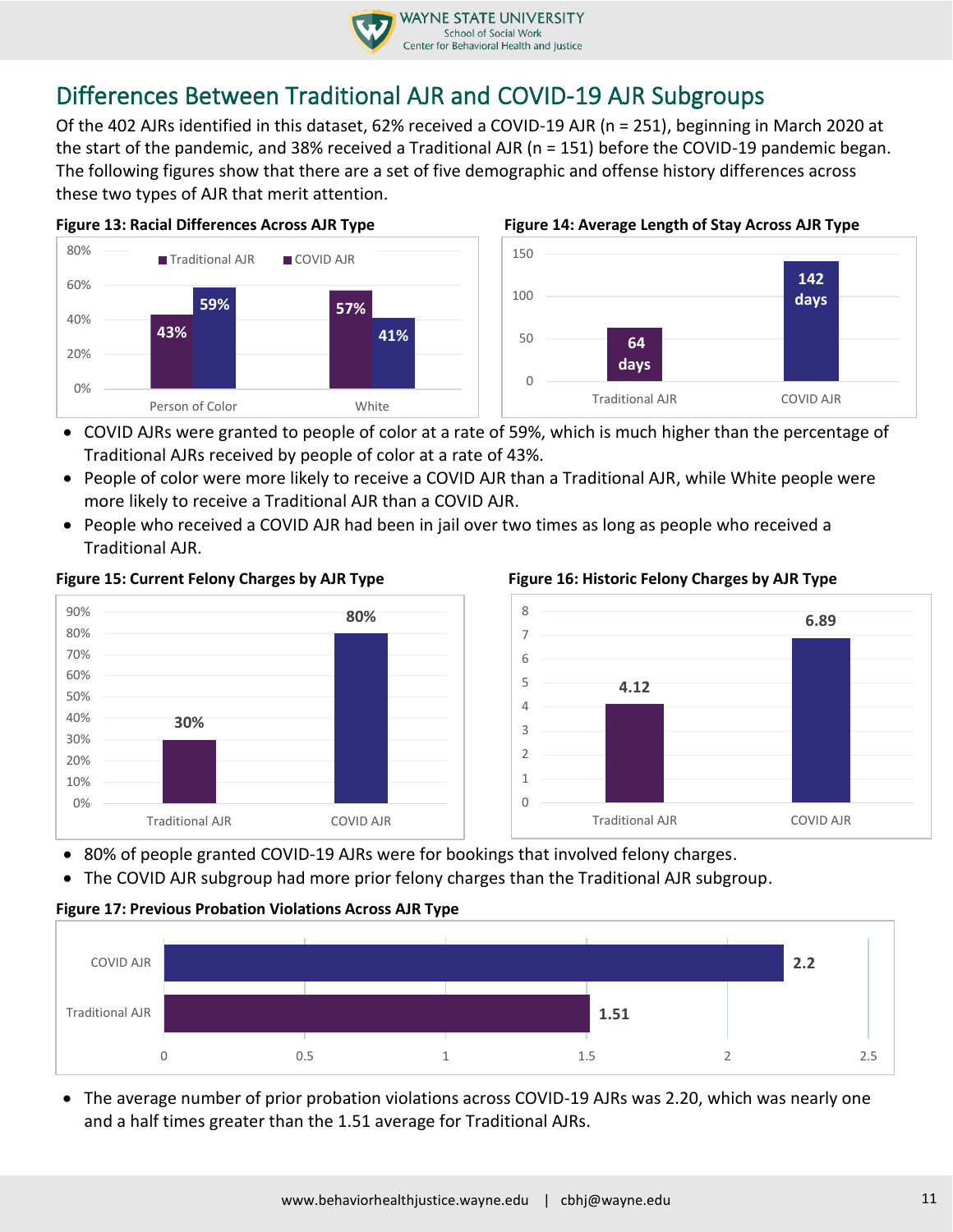## Differences Between Traditional AJR and COVID-19 AJR Subgroups

Of the 402 AJRs identified in this dataset, 62% received a COVID-19 AJR (n = 251), beginning in March 2020 at the start of the pandemic, and 38% received a Traditional AJR (n = 151) before the COVID-19 pandemic began. The following figures show that there are a set of five demographic and offense history differences across these two types of AJR that merit attention.

**Figure 13: Racial Differences Across AJR Type**

Traditional AJR
COVID AJR
80%
60%
40%
20%
0%
43%
59%
57%
41%
Person of Color
White

**Figure 14: Average Length of Stay Across AJR Type**

150
100
50
0
64 days
142 days
Traditional AJR
COVID AJR

- COVID AJRs were granted to people of color at a rate of 59%, which is much higher than the percentage of Traditional AJRs received by people of color at a rate of 43%.
- People of color were more likely to receive a COVID AJR than a Traditional AJR, while White people were more likely to receive a Traditional AJR than a COVID AJR.
- People who received a COVID AJR had been in jail over two times as long as people who received a Traditional AJR.

**Figure 15: Current Felony Charges by AJR Type**

90%
80%
70%
60%
50%
40%
30%
20%
10%
0%
30%
80%
Traditional AJR
COVID AJR

**Figure 16: Historic Felony Charges by AJR Type**

8
7
6
5
4
3
2
1
0
4.12
6.89
Traditional AJR
COVID AJR

- 80% of people granted COVID-19 AJRs were for bookings that involved felony charges.
- The COVID AJR subgroup had more prior felony charges than the Traditional AJR subgroup.

**Figure 17: Previous Probation Violations Across AJR Type**

COVID AJR
Traditional AJR
2.2
1.51
0
0.5
1
1.5
2
2.5

- The average number of prior probation violations across COVID-19 AJRs was 2.20, which was nearly one and a half times greater than the 1.51 average for Traditional AJRs.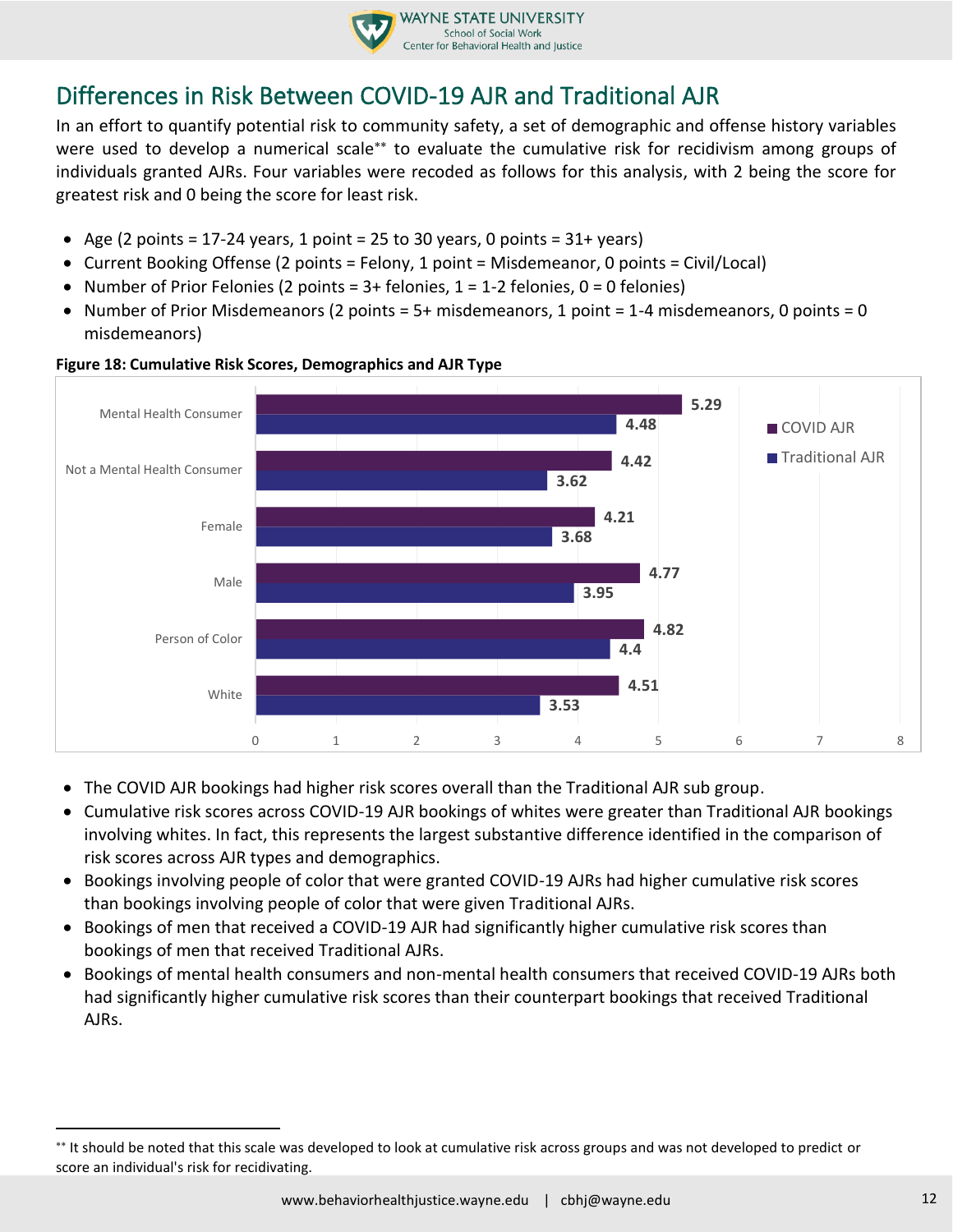## Differences in Risk Between COVID-19 AJR and Traditional AJR

In an effort to quantify potential risk to community safety, a set of demographic and offense history variables were used to develop a numerical scale** to evaluate the cumulative risk for recidivism among groups of individuals granted AJRs. Four variables were recoded as follows for this analysis, with 2 being the score for greatest risk and 0 being the score for least risk.

- Age (2 points = 17-24 years, 1 point = 25 to 30 years, 0 points = 31+ years)
- Current Booking Offense (2 points = Felony, 1 point = Misdemeanor, 0 points = Civil/Local)
- Number of Prior Felonies (2 points = 3+ felonies, 1 = 1-2 felonies, 0 = 0 felonies)
- Number of Prior Misdemeanors (2 points = 5+ misdemeanors, 1 point = 1-4 misdemeanors, 0 points = 0 misdemeanors)

**Figure 18: Cumulative Risk Scores, Demographics and AJR Type**

| | COVID AJR | Traditional AJR |
|---|---|---|
| Mental Health Consumer | 5.29 | 4.48 |
| Not a Mental Health Consumer | 4.42 | 3.62 |
| Female | 4.21 | 3.68 |
| Male | 4.77 | 3.95 |
| Person of Color | 4.82 | 4.4 |
| White | 4.51 | 3.53 |

- The COVID AJR bookings had higher risk scores overall than the Traditional AJR sub group.
- Cumulative risk scores across COVID-19 AJR bookings of whites were greater than Traditional AJR bookings involving whites. In fact, this represents the largest substantive difference identified in the comparison of risk scores across AJR types and demographics.
- Bookings involving people of color that were granted COVID-19 AJRs had higher cumulative risk scores than bookings involving people of color that were given Traditional AJRs.
- Bookings of men that received a COVID-19 AJR had significantly higher cumulative risk scores than bookings of men that received Traditional AJRs.
- Bookings of mental health consumers and non-mental health consumers that received COVID-19 AJRs both had significantly higher cumulative risk scores than their counterpart bookings that received Traditional AJRs.

** It should be noted that this scale was developed to look at cumulative risk across groups and was not developed to predict or score an individual's risk for recidivating.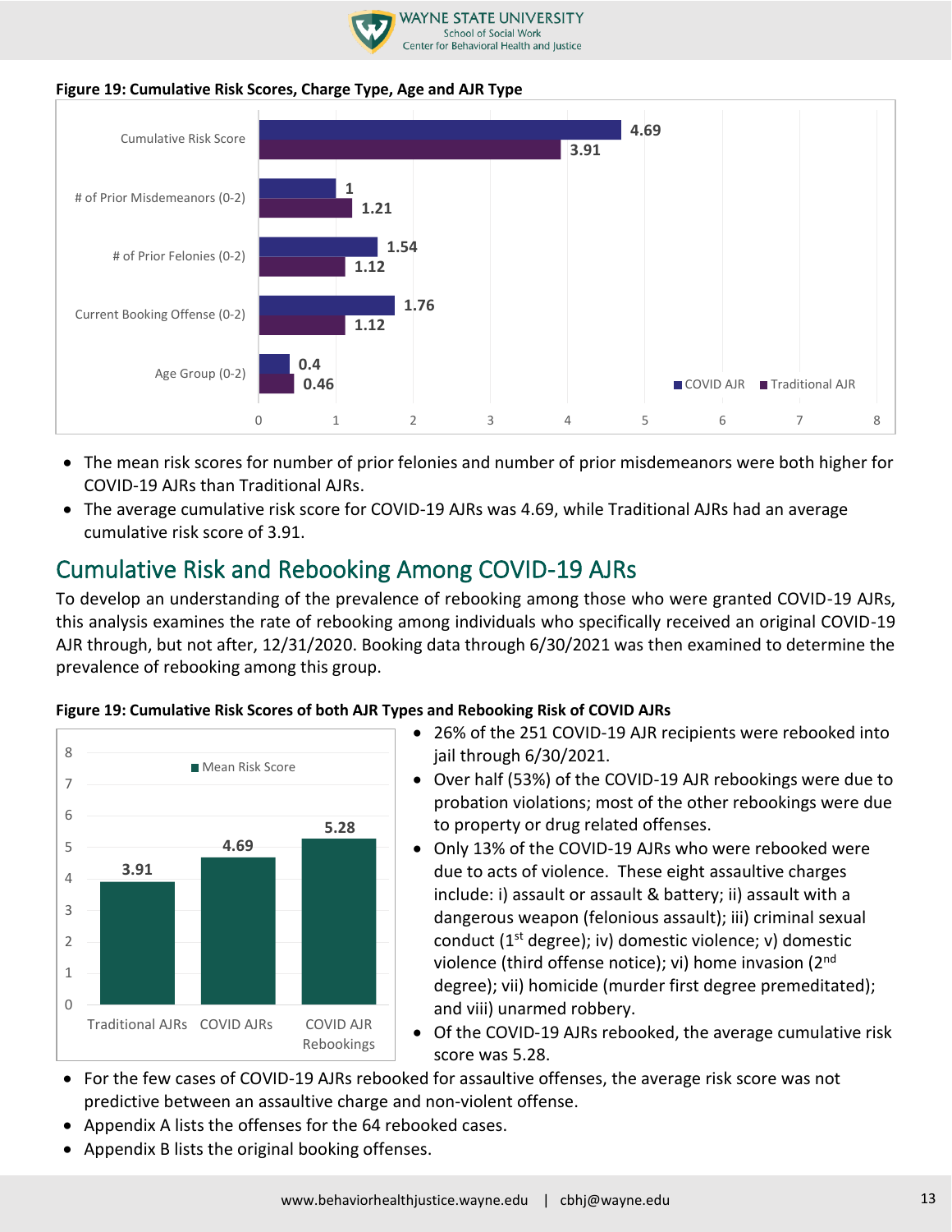**Figure 19: Cumulative Risk Scores, Charge Type, Age and AJR Type**

Cumulative Risk Score
4.69
3.91
# of Prior Misdemeanors (0-2)
1
1.21
# of Prior Felonies (0-2)
1.54
1.12
Current Booking Offense (0-2)
1.76
1.12
Age Group (0-2)
0.4
0.46
COVID AJR
Traditional AJR
0 1 2 3 4 5 6 7 8

- The mean risk scores for number of prior felonies and number of prior misdemeanors were both higher for COVID-19 AJRs than Traditional AJRs.
- The average cumulative risk score for COVID-19 AJRs was 4.69, while Traditional AJRs had an average cumulative risk score of 3.91.

# Cumulative Risk and Rebooking Among COVID-19 AJRs

To develop an understanding of the prevalence of rebooking among those who were granted COVID-19 AJRs, this analysis examines the rate of rebooking among individuals who specifically received an original COVID-19 AJR through, but not after, 12/31/2020. Booking data through 6/30/2021 was then examined to determine the prevalence of rebooking among this group.

**Figure 19: Cumulative Risk Scores of both AJR Types and Rebooking Risk of COVID AJRs**

Mean Risk Score
3.91
4.69
5.28
Traditional AJRs
COVID AJRs
COVID AJR Rebookings
0 1 2 3 4 5 6 7 8

- 26% of the 251 COVID-19 AJR recipients were rebooked into jail through 6/30/2021.
- Over half (53%) of the COVID-19 AJR rebookings were due to probation violations; most of the other rebookings were due to property or drug related offenses.
- Only 13% of the COVID-19 AJRs who were rebooked were due to acts of violence. These eight assaultive charges include: i) assault or assault & battery; ii) assault with a dangerous weapon (felonious assault); iii) criminal sexual conduct (1st degree); iv) domestic violence; v) domestic violence (third offense notice); vi) home invasion (2nd degree); vii) homicide (murder first degree premeditated); and viii) unarmed robbery.
- Of the COVID-19 AJRs rebooked, the average cumulative risk score was 5.28.
- For the few cases of COVID-19 AJRs rebooked for assaultive offenses, the average risk score was not predictive between an assaultive charge and non-violent offense.
- Appendix A lists the offenses for the 64 rebooked cases.
- Appendix B lists the original booking offenses.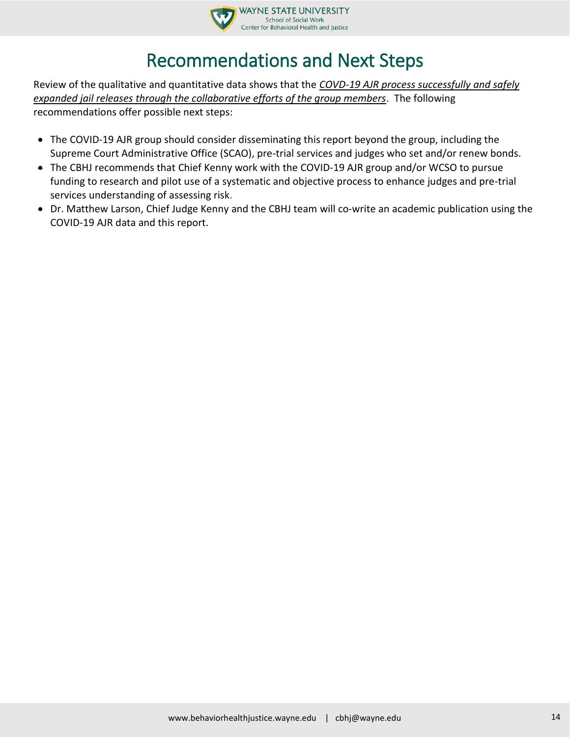# Recommendations and Next Steps

Review of the qualitative and quantitative data shows that the ***COVD-19 AJR process successfully and safely expanded jail releases through the collaborative efforts of the group members***. The following recommendations offer possible next steps:

- The COVID-19 AJR group should consider disseminating this report beyond the group, including the Supreme Court Administrative Office (SCAO), pre-trial services and judges who set and/or renew bonds.
- The CBHJ recommends that Chief Kenny work with the COVID-19 AJR group and/or WCSO to pursue funding to research and pilot use of a systematic and objective process to enhance judges and pre-trial services understanding of assessing risk.
- Dr. Matthew Larson, Chief Judge Kenny and the CBHJ team will co-write an academic publication using the COVID-19 AJR data and this report.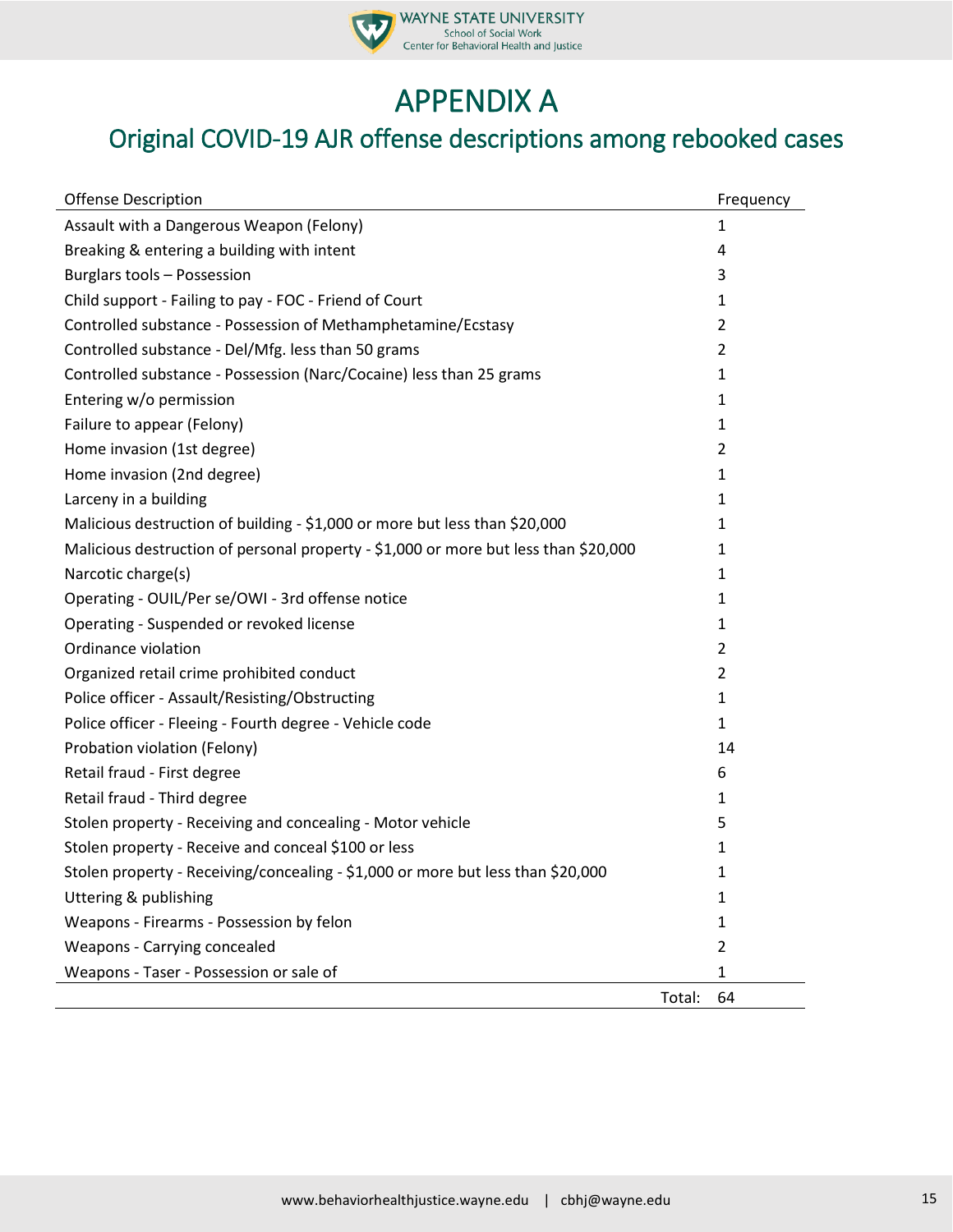# APPENDIX A

## Original COVID-19 AJR offense descriptions among rebooked cases

| Offense Description | Frequency |
|---|---|
| Assault with a Dangerous Weapon (Felony) | 1 |
| Breaking & entering a building with intent | 4 |
| Burglars tools – Possession | 3 |
| Child support - Failing to pay - FOC - Friend of Court | 1 |
| Controlled substance - Possession of Methamphetamine/Ecstasy | 2 |
| Controlled substance - Del/Mfg. less than 50 grams | 2 |
| Controlled substance - Possession (Narc/Cocaine) less than 25 grams | 1 |
| Entering w/o permission | 1 |
| Failure to appear (Felony) | 1 |
| Home invasion (1st degree) | 2 |
| Home invasion (2nd degree) | 1 |
| Larceny in a building | 1 |
| Malicious destruction of building - $1,000 or more but less than $20,000 | 1 |
| Malicious destruction of personal property - $1,000 or more but less than $20,000 | 1 |
| Narcotic charge(s) | 1 |
| Operating - OUIL/Per se/OWI - 3rd offense notice | 1 |
| Operating - Suspended or revoked license | 1 |
| Ordinance violation | 2 |
| Organized retail crime prohibited conduct | 2 |
| Police officer - Assault/Resisting/Obstructing | 1 |
| Police officer - Fleeing - Fourth degree - Vehicle code | 1 |
| Probation violation (Felony) | 14 |
| Retail fraud - First degree | 6 |
| Retail fraud - Third degree | 1 |
| Stolen property - Receiving and concealing - Motor vehicle | 5 |
| Stolen property - Receive and conceal $100 or less | 1 |
| Stolen property - Receiving/concealing - $1,000 or more but less than $20,000 | 1 |
| Uttering & publishing | 1 |
| Weapons - Firearms - Possession by felon | 1 |
| Weapons - Carrying concealed | 2 |
| Weapons - Taser - Possession or sale of | 1 |
| Total: | 64 |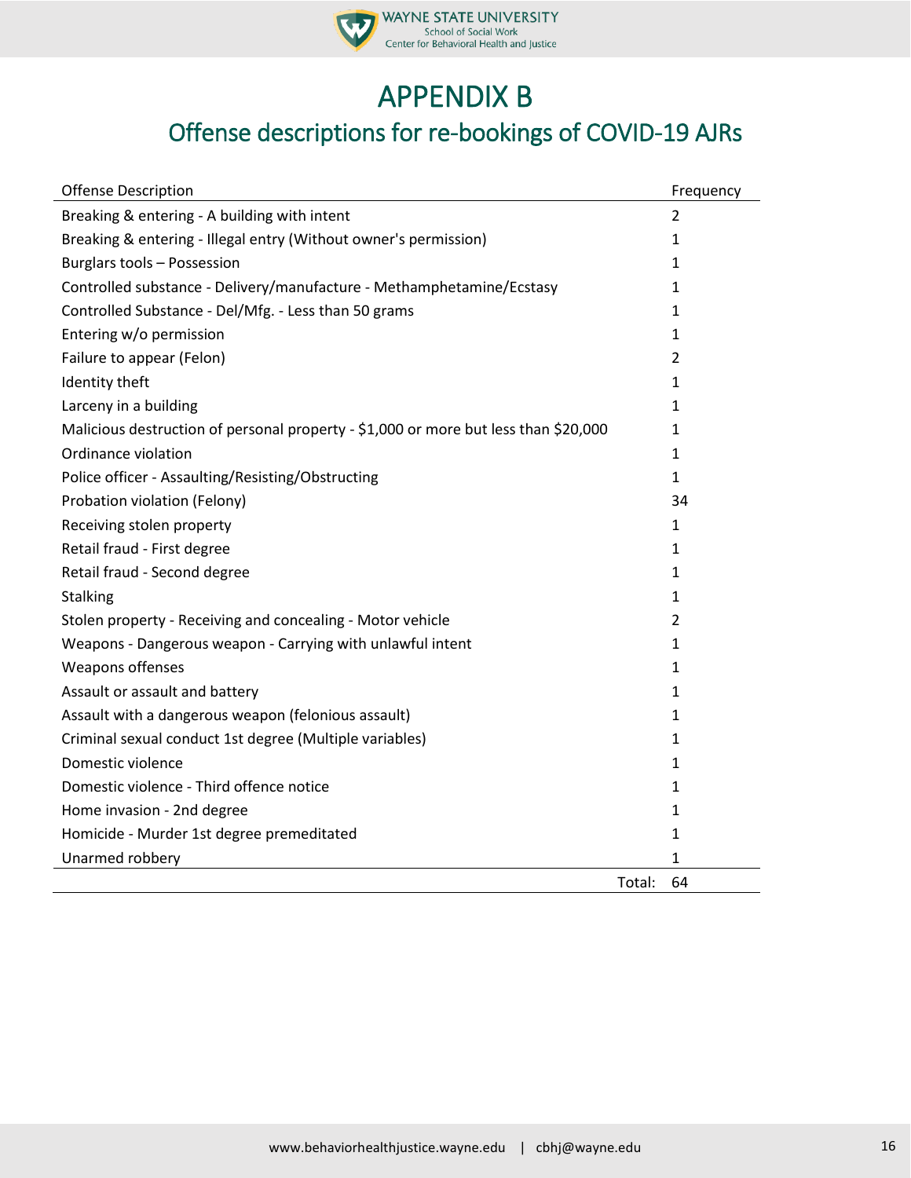# APPENDIX B

## Offense descriptions for re-bookings of COVID-19 AJRs

| Offense Description | Frequency |
|---|---|
| Breaking & entering - A building with intent | 2 |
| Breaking & entering - Illegal entry (Without owner's permission) | 1 |
| Burglars tools – Possession | 1 |
| Controlled substance - Delivery/manufacture - Methamphetamine/Ecstasy | 1 |
| Controlled Substance - Del/Mfg. - Less than 50 grams | 1 |
| Entering w/o permission | 1 |
| Failure to appear (Felon) | 2 |
| Identity theft | 1 |
| Larceny in a building | 1 |
| Malicious destruction of personal property - $1,000 or more but less than $20,000 | 1 |
| Ordinance violation | 1 |
| Police officer - Assaulting/Resisting/Obstructing | 1 |
| Probation violation (Felony) | 34 |
| Receiving stolen property | 1 |
| Retail fraud - First degree | 1 |
| Retail fraud - Second degree | 1 |
| Stalking | 1 |
| Stolen property - Receiving and concealing - Motor vehicle | 2 |
| Weapons - Dangerous weapon - Carrying with unlawful intent | 1 |
| Weapons offenses | 1 |
| Assault or assault and battery | 1 |
| Assault with a dangerous weapon (felonious assault) | 1 |
| Criminal sexual conduct 1st degree (Multiple variables) | 1 |
| Domestic violence | 1 |
| Domestic violence - Third offence notice | 1 |
| Home invasion - 2nd degree | 1 |
| Homicide - Murder 1st degree premeditated | 1 |
| Unarmed robbery | 1 |
| Total: | 64 |